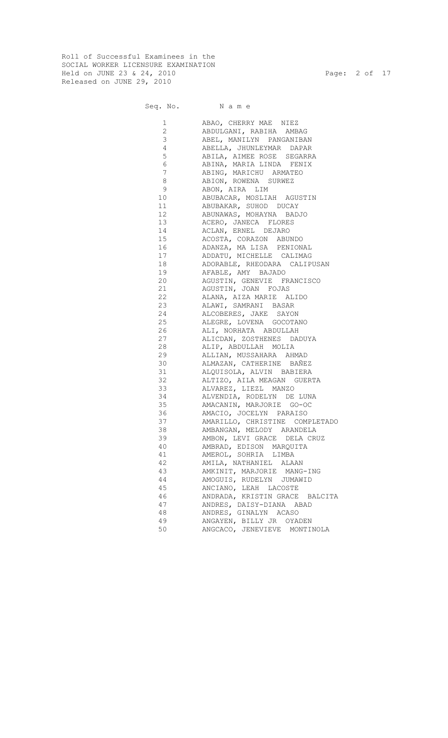Roll of Successful Examinees in the
SOCIAL WORKER LICENSURE EXAMINATION
Held on JUNE 23 & 24, 2010
Released on JUNE 29, 2010

| Seq. No. | N a m e |
|---|---|
| 1 | ABAO, CHERRY MAE NIEZ |
| 2 | ABDULGANI, RABIHA AMBAG |
| 3 | ABEL, MANILYN PANGANIBAN |
| 4 | ABELLA, JHUNLEYMAR DAPAR |
| 5 | ABILA, AIMEE ROSE SEGARRA |
| 6 | ABINA, MARIA LINDA FENIX |
| 7 | ABING, MARICHU ARMATEO |
| 8 | ABION, ROWENA SURWEZ |
| 9 | ABON, AIRA LIM |
| 10 | ABUBACAR, MOSLIAH AGUSTIN |
| 11 | ABUBAKAR, SUHOD DUCAY |
| 12 | ABUNAWAS, MOHAYNA BADJO |
| 13 | ACERO, JANECA FLORES |
| 14 | ACLAN, ERNEL DEJARO |
| 15 | ACOSTA, CORAZON ABUNDO |
| 16 | ADANZA, MA LISA PENIONAL |
| 17 | ADDATU, MICHELLE CALIMAG |
| 18 | ADORABLE, RHEODARA CALIPUSAN |
| 19 | AFABLE, AMY BAJADO |
| 20 | AGUSTIN, GENEVIE FRANCISCO |
| 21 | AGUSTIN, JOAN FOJAS |
| 22 | ALANA, AIZA MARIE ALIDO |
| 23 | ALAWI, SAMRANI BASAR |
| 24 | ALCOBERES, JAKE SAYON |
| 25 | ALEGRE, LOVENA GOCOTANO |
| 26 | ALI, NORHATA ABDULLAH |
| 27 | ALICDAN, ZOSTHENES DADUYA |
| 28 | ALIP, ABDULLAH MOLIA |
| 29 | ALLIAN, MUSSAHARA AHMAD |
| 30 | ALMAZAN, CATHERINE BAÑEZ |
| 31 | ALQUISOLA, ALVIN BABIERA |
| 32 | ALTIZO, AILA MEAGAN GUERTA |
| 33 | ALVAREZ, LIEZL MANZO |
| 34 | ALVENDIA, RODELYN DE LUNA |
| 35 | AMACANIN, MARJORIE GO-OC |
| 36 | AMACIO, JOCELYN PARAISO |
| 37 | AMARILLO, CHRISTINE COMPLETADO |
| 38 | AMBANGAN, MELODY ARANDELA |
| 39 | AMBON, LEVI GRACE DELA CRUZ |
| 40 | AMBRAD, EDISON MARQUITA |
| 41 | AMEROL, SOHRIA LIMBA |
| 42 | AMILA, NATHANIEL ALAAN |
| 43 | AMKINIT, MARJORIE MANG-ING |
| 44 | AMOGUIS, RUDELYN JUMAWID |
| 45 | ANCIANO, LEAH LACOSTE |
| 46 | ANDRADA, KRISTIN GRACE BALCITA |
| 47 | ANDRES, DAISY-DIANA ABAD |
| 48 | ANDRES, GINALYN ACASO |
| 49 | ANGAYEN, BILLY JR OYADEN |
| 50 | ANGCACO, JENEVIEVE MONTINOLA |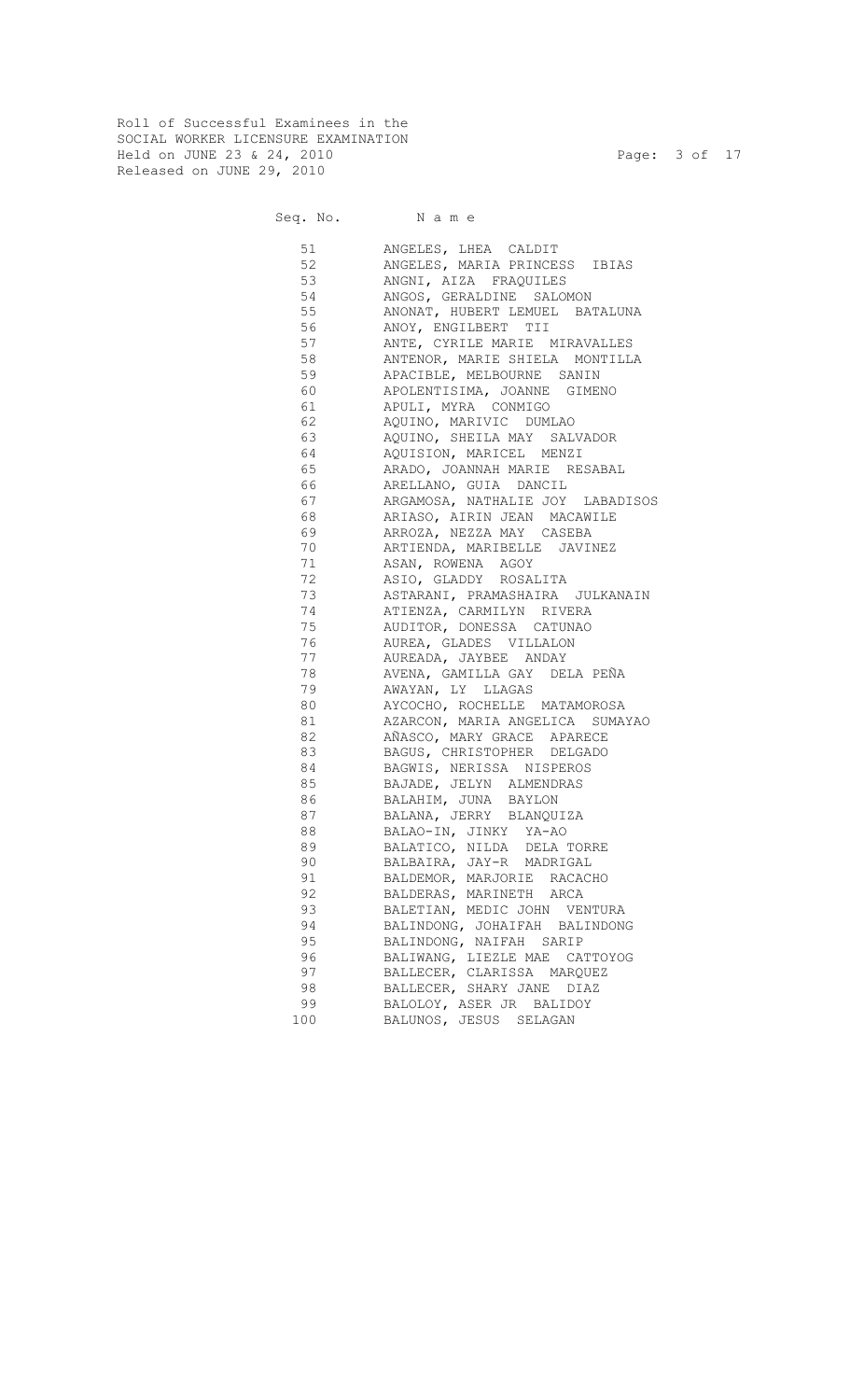Roll of Successful Examinees in the
SOCIAL WORKER LICENSURE EXAMINATION
Held on JUNE 23 & 24, 2010
Released on JUNE 29, 2010

| Seq. No. | N a m e |
|---|---|
| 51 | ANGELES, LHEA CALDIT |
| 52 | ANGELES, MARIA PRINCESS IBIAS |
| 53 | ANGNI, AIZA FRAQUILES |
| 54 | ANGOS, GERALDINE SALOMON |
| 55 | ANONAT, HUBERT LEMUEL BATALUNA |
| 56 | ANOY, ENGILBERT TII |
| 57 | ANTE, CYRILE MARIE MIRAVALLES |
| 58 | ANTENOR, MARIE SHIELA MONTILLA |
| 59 | APACIBLE, MELBOURNE SANIN |
| 60 | APOLENTISIMA, JOANNE GIMENO |
| 61 | APULI, MYRA CONMIGO |
| 62 | AQUINO, MARIVIC DUMLAO |
| 63 | AQUINO, SHEILA MAY SALVADOR |
| 64 | AQUISION, MARICEL MENZI |
| 65 | ARADO, JOANNAH MARIE RESABAL |
| 66 | ARELLANO, GUIA DANCIL |
| 67 | ARGAMOSA, NATHALIE JOY LABADISOS |
| 68 | ARIASO, AIRIN JEAN MACAWILE |
| 69 | ARROZA, NEZZA MAY CASEBA |
| 70 | ARTIENDA, MARIBELLE JAVINEZ |
| 71 | ASAN, ROWENA AGOY |
| 72 | ASIO, GLADDY ROSALITA |
| 73 | ASTARANI, PRAMASHAIRA JULKANAIN |
| 74 | ATIENZA, CARMILYN RIVERA |
| 75 | AUDITOR, DONESSA CATUNAO |
| 76 | AUREA, GLADES VILLALON |
| 77 | AUREADA, JAYBEE ANDAY |
| 78 | AVENA, GAMILLA GAY DELA PEÑA |
| 79 | AWAYAN, LY LLAGAS |
| 80 | AYCOCHO, ROCHELLE MATAMOROSA |
| 81 | AZARCON, MARIA ANGELICA SUMAYAO |
| 82 | AÑASCO, MARY GRACE APARECE |
| 83 | BAGUS, CHRISTOPHER DELGADO |
| 84 | BAGWIS, NERISSA NISPEROS |
| 85 | BAJADE, JELYN ALMENDRAS |
| 86 | BALAHIM, JUNA BAYLON |
| 87 | BALANA, JERRY BLANQUIZA |
| 88 | BALAO-IN, JINKY YA-AO |
| 89 | BALATICO, NILDA DELA TORRE |
| 90 | BALBAIRA, JAY-R MADRIGAL |
| 91 | BALDEMOR, MARJORIE RACACHO |
| 92 | BALDERAS, MARINETH ARCA |
| 93 | BALETIAN, MEDIC JOHN VENTURA |
| 94 | BALINDONG, JOHAIFAH BALINDONG |
| 95 | BALINDONG, NAIFAH SARIP |
| 96 | BALIWANG, LIEZLE MAE CATTOYOG |
| 97 | BALLECER, CLARISSA MARQUEZ |
| 98 | BALLECER, SHARY JANE DIAZ |
| 99 | BALOLOY, ASER JR BALIDOY |
| 100 | BALUNOS, JESUS SELAGAN |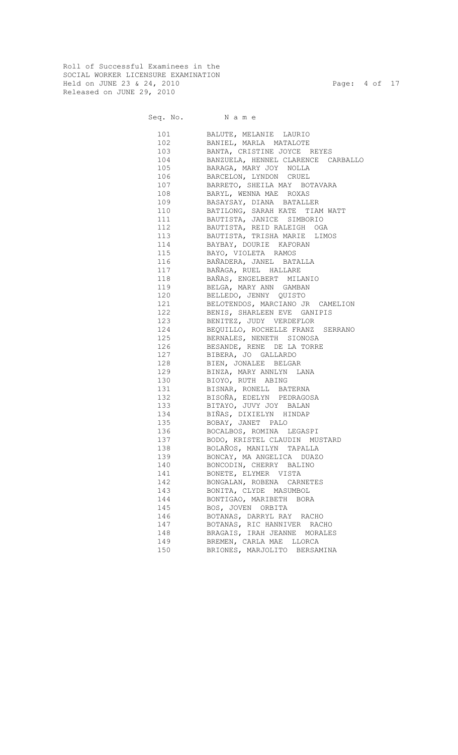Roll of Successful Examinees in the
SOCIAL WORKER LICENSURE EXAMINATION
Held on JUNE 23 & 24, 2010
Released on JUNE 29, 2010

| Seq. No. | N a m e |
|---|---|
| 101 | BALUTE, MELANIE LAURIO |
| 102 | BANIEL, MARLA MATALOTE |
| 103 | BANTA, CRISTINE JOYCE REYES |
| 104 | BANZUELA, HENNEL CLARENCE CARBALLO |
| 105 | BARAGA, MARY JOY NOLLA |
| 106 | BARCELON, LYNDON CRUEL |
| 107 | BARRETO, SHEILA MAY BOTAVARA |
| 108 | BARYL, WENNA MAE ROXAS |
| 109 | BASAYSAY, DIANA BATALLER |
| 110 | BATILONG, SARAH KATE TIAM WATT |
| 111 | BAUTISTA, JANICE SIMBORIO |
| 112 | BAUTISTA, REID RALEIGH OGA |
| 113 | BAUTISTA, TRISHA MARIE LIMOS |
| 114 | BAYBAY, DOURIE KAFORAN |
| 115 | BAYO, VIOLETA RAMOS |
| 116 | BAÑADERA, JANEL BATALLA |
| 117 | BAÑAGA, RUEL HALLARE |
| 118 | BAÑAS, ENGELBERT MILANIO |
| 119 | BELGA, MARY ANN GAMBAN |
| 120 | BELLEDO, JENNY QUISTO |
| 121 | BELOTENDOS, MARCIANO JR CAMELION |
| 122 | BENIS, SHARLEEN EVE GANIPIS |
| 123 | BENITEZ, JUDY VERDEFLOR |
| 124 | BEQUILLO, ROCHELLE FRANZ SERRANO |
| 125 | BERNALES, NENETH SIONOSA |
| 126 | BESANDE, RENE DE LA TORRE |
| 127 | BIBERA, JO GALLARDO |
| 128 | BIEN, JONALEE BELGAR |
| 129 | BINZA, MARY ANNLYN LANA |
| 130 | BIOYO, RUTH ABING |
| 131 | BISNAR, RONELL BATERNA |
| 132 | BISOÑA, EDELYN PEDRAGOSA |
| 133 | BITAYO, JUVY JOY BALAN |
| 134 | BIÑAS, DIXIELYN HINDAP |
| 135 | BOBAY, JANET PALO |
| 136 | BOCALBOS, ROMINA LEGASPI |
| 137 | BODO, KRISTEL CLAUDIN MUSTARD |
| 138 | BOLAÑOS, MANILYN TAPALLA |
| 139 | BONCAY, MA ANGELICA DUAZO |
| 140 | BONCODIN, CHERRY BALINO |
| 141 | BONETE, ELYMER VISTA |
| 142 | BONGALAN, ROBENA CARNETES |
| 143 | BONITA, CLYDE MASUMBOL |
| 144 | BONTIGAO, MARIBETH BORA |
| 145 | BOS, JOVEN ORBITA |
| 146 | BOTANAS, DARRYL RAY RACHO |
| 147 | BOTANAS, RIC HANNIVER RACHO |
| 148 | BRAGAIS, IRAH JEANNE MORALES |
| 149 | BREMEN, CARLA MAE LLORCA |
| 150 | BRIONES, MARJOLITO BERSAMINA |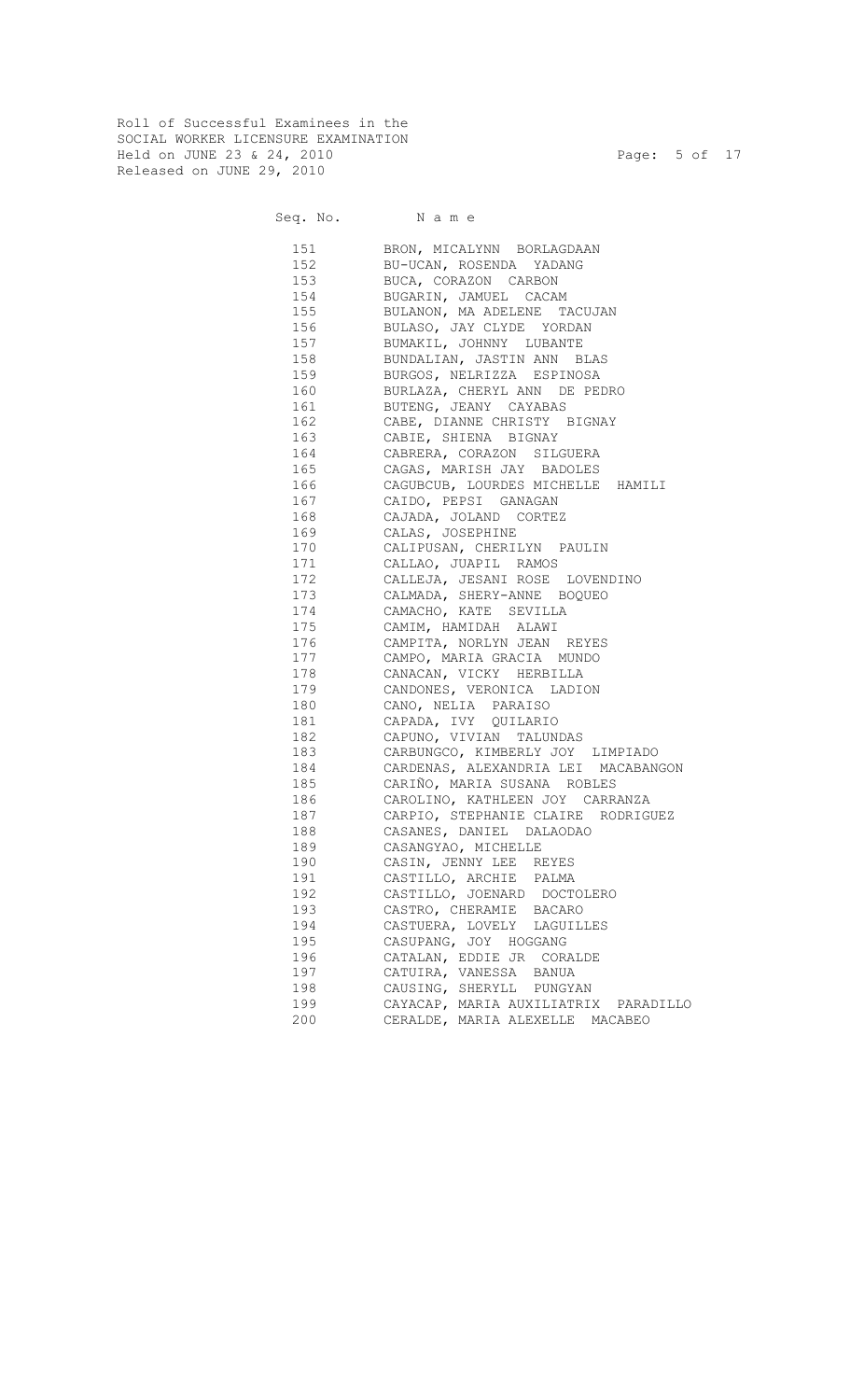Roll of Successful Examinees in the
SOCIAL WORKER LICENSURE EXAMINATION
Held on JUNE 23 & 24, 2010
Released on JUNE 29, 2010

| Seq. No. | N a m e |
|---|---|
| 151 | BRON, MICALYNN BORLAGDAAN |
| 152 | BU-UCAN, ROSENDA YADANG |
| 153 | BUCA, CORAZON CARBON |
| 154 | BUGARIN, JAMUEL CACAM |
| 155 | BULANON, MA ADELENE TACUJAN |
| 156 | BULASO, JAY CLYDE YORDAN |
| 157 | BUMAKIL, JOHNNY LUBANTE |
| 158 | BUNDALIAN, JASTIN ANN BLAS |
| 159 | BURGOS, NELRIZZA ESPINOSA |
| 160 | BURLAZA, CHERYL ANN DE PEDRO |
| 161 | BUTENG, JEANY CAYABAS |
| 162 | CABE, DIANNE CHRISTY BIGNAY |
| 163 | CABIE, SHIENA BIGNAY |
| 164 | CABRERA, CORAZON SILGUERA |
| 165 | CAGAS, MARISH JAY BADOLES |
| 166 | CAGUBCUB, LOURDES MICHELLE HAMILI |
| 167 | CAIDO, PEPSI GANAGAN |
| 168 | CAJADA, JOLAND CORTEZ |
| 169 | CALAS, JOSEPHINE |
| 170 | CALIPUSAN, CHERILYN PAULIN |
| 171 | CALLAO, JUAPIL RAMOS |
| 172 | CALLEJA, JESANI ROSE LOVENDINO |
| 173 | CALMADA, SHERY-ANNE BOQUEO |
| 174 | CAMACHO, KATE SEVILLA |
| 175 | CAMIM, HAMIDAH ALAWI |
| 176 | CAMPITA, NORLYN JEAN REYES |
| 177 | CAMPO, MARIA GRACIA MUNDO |
| 178 | CANACAN, VICKY HERBILLA |
| 179 | CANDONES, VERONICA LADION |
| 180 | CANO, NELIA PARAISO |
| 181 | CAPADA, IVY QUILARIO |
| 182 | CAPUNO, VIVIAN TALUNDAS |
| 183 | CARBUNGCO, KIMBERLY JOY LIMPIADO |
| 184 | CARDENAS, ALEXANDRIA LEI MACABANGON |
| 185 | CARIÑO, MARIA SUSANA ROBLES |
| 186 | CAROLINO, KATHLEEN JOY CARRANZA |
| 187 | CARPIO, STEPHANIE CLAIRE RODRIGUEZ |
| 188 | CASANES, DANIEL DALAODAO |
| 189 | CASANGYAO, MICHELLE |
| 190 | CASIN, JENNY LEE REYES |
| 191 | CASTILLO, ARCHIE PALMA |
| 192 | CASTILLO, JOENARD DOCTOLERO |
| 193 | CASTRO, CHERAMIE BACARO |
| 194 | CASTUERA, LOVELY LAGUILLES |
| 195 | CASUPANG, JOY HOGGANG |
| 196 | CATALAN, EDDIE JR CORALDE |
| 197 | CATUIRA, VANESSA BANUA |
| 198 | CAUSING, SHERYLL PUNGYAN |
| 199 | CAYACAP, MARIA AUXILIATRIX PARADILLO |
| 200 | CERALDE, MARIA ALEXELLE MACABEO |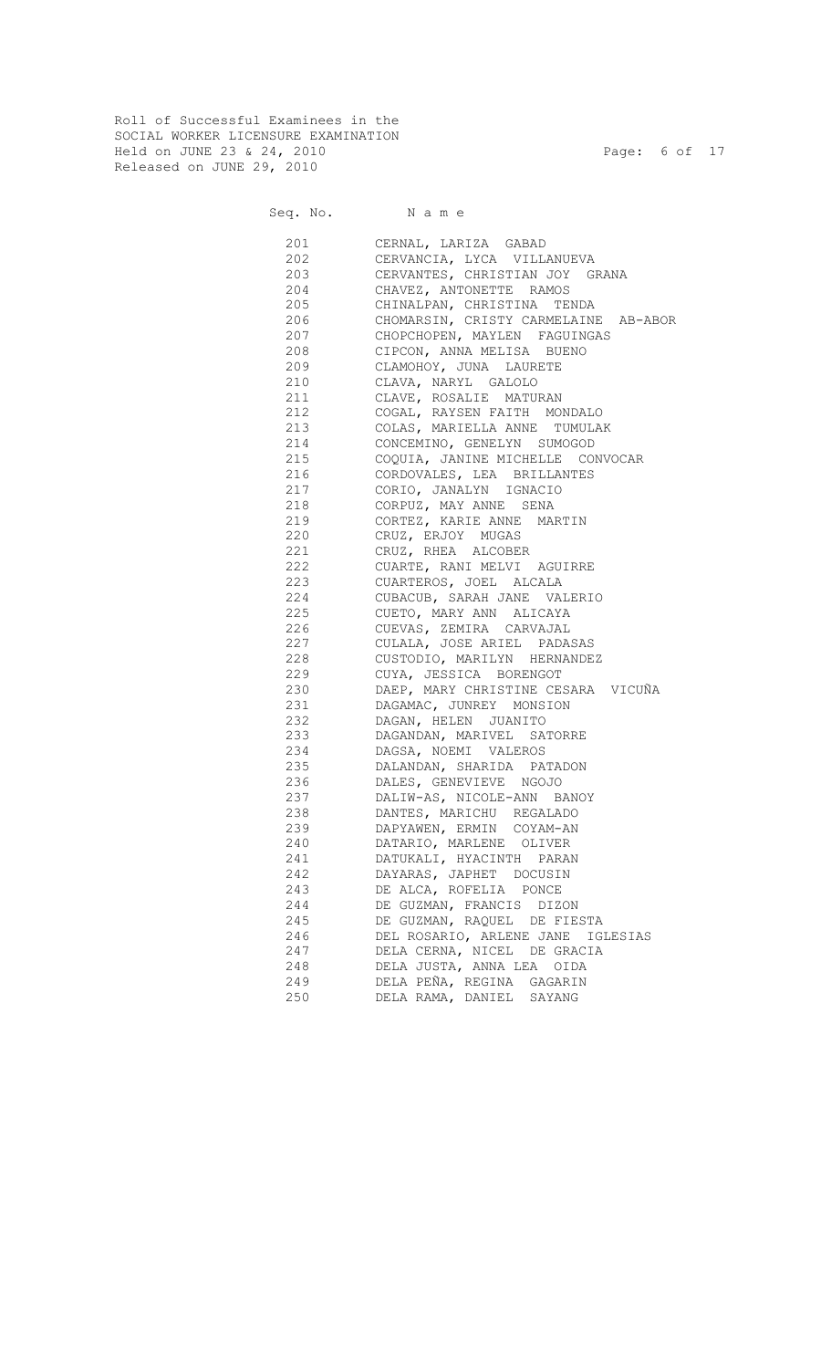Roll of Successful Examinees in the
SOCIAL WORKER LICENSURE EXAMINATION
Held on JUNE 23 & 24, 2010
Released on JUNE 29, 2010

| Seq. No. | N a m e |
|---|---|
| 201 | CERNAL, LARIZA GABAD |
| 202 | CERVANCIA, LYCA VILLANUEVA |
| 203 | CERVANTES, CHRISTIAN JOY GRANA |
| 204 | CHAVEZ, ANTONETTE RAMOS |
| 205 | CHINALPAN, CHRISTINA TENDA |
| 206 | CHOMARSIN, CRISTY CARMELAINE AB-ABOR |
| 207 | CHOPCHOPEN, MAYLEN FAGUINGAS |
| 208 | CIPCON, ANNA MELISA BUENO |
| 209 | CLAMOHOY, JUNA LAURETE |
| 210 | CLAVA, NARYL GALOLO |
| 211 | CLAVE, ROSALIE MATURAN |
| 212 | COGAL, RAYSEN FAITH MONDALO |
| 213 | COLAS, MARIELLA ANNE TUMULAK |
| 214 | CONCEMINO, GENELYN SUMOGOD |
| 215 | COQUIA, JANINE MICHELLE CONVOCAR |
| 216 | CORDOVALES, LEA BRILLANTES |
| 217 | CORIO, JANALYN IGNACIO |
| 218 | CORPUZ, MAY ANNE SENA |
| 219 | CORTEZ, KARIE ANNE MARTIN |
| 220 | CRUZ, ERJOY MUGAS |
| 221 | CRUZ, RHEA ALCOBER |
| 222 | CUARTE, RANI MELVI AGUIRRE |
| 223 | CUARTEROS, JOEL ALCALA |
| 224 | CUBACUB, SARAH JANE VALERIO |
| 225 | CUETO, MARY ANN ALICAYA |
| 226 | CUEVAS, ZEMIRA CARVAJAL |
| 227 | CULALA, JOSE ARIEL PADASAS |
| 228 | CUSTODIO, MARILYN HERNANDEZ |
| 229 | CUYA, JESSICA BORENGOT |
| 230 | DAEP, MARY CHRISTINE CESARA VICUÑA |
| 231 | DAGAMAC, JUNREY MONSION |
| 232 | DAGAN, HELEN JUANITO |
| 233 | DAGANDAN, MARIVEL SATORRE |
| 234 | DAGSA, NOEMI VALEROS |
| 235 | DALANDAN, SHARIDA PATADON |
| 236 | DALES, GENEVIEVE NGOJO |
| 237 | DALIW-AS, NICOLE-ANN BANOY |
| 238 | DANTES, MARICHU REGALADO |
| 239 | DAPYAWEN, ERMIN COYAM-AN |
| 240 | DATARIO, MARLENE OLIVER |
| 241 | DATUKALI, HYACINTH PARAN |
| 242 | DAYARAS, JAPHET DOCUSIN |
| 243 | DE ALCA, ROFELIA PONCE |
| 244 | DE GUZMAN, FRANCIS DIZON |
| 245 | DE GUZMAN, RAQUEL DE FIESTA |
| 246 | DEL ROSARIO, ARLENE JANE IGLESIAS |
| 247 | DELA CERNA, NICEL DE GRACIA |
| 248 | DELA JUSTA, ANNA LEA OIDA |
| 249 | DELA PEÑA, REGINA GAGARIN |
| 250 | DELA RAMA, DANIEL SAYANG |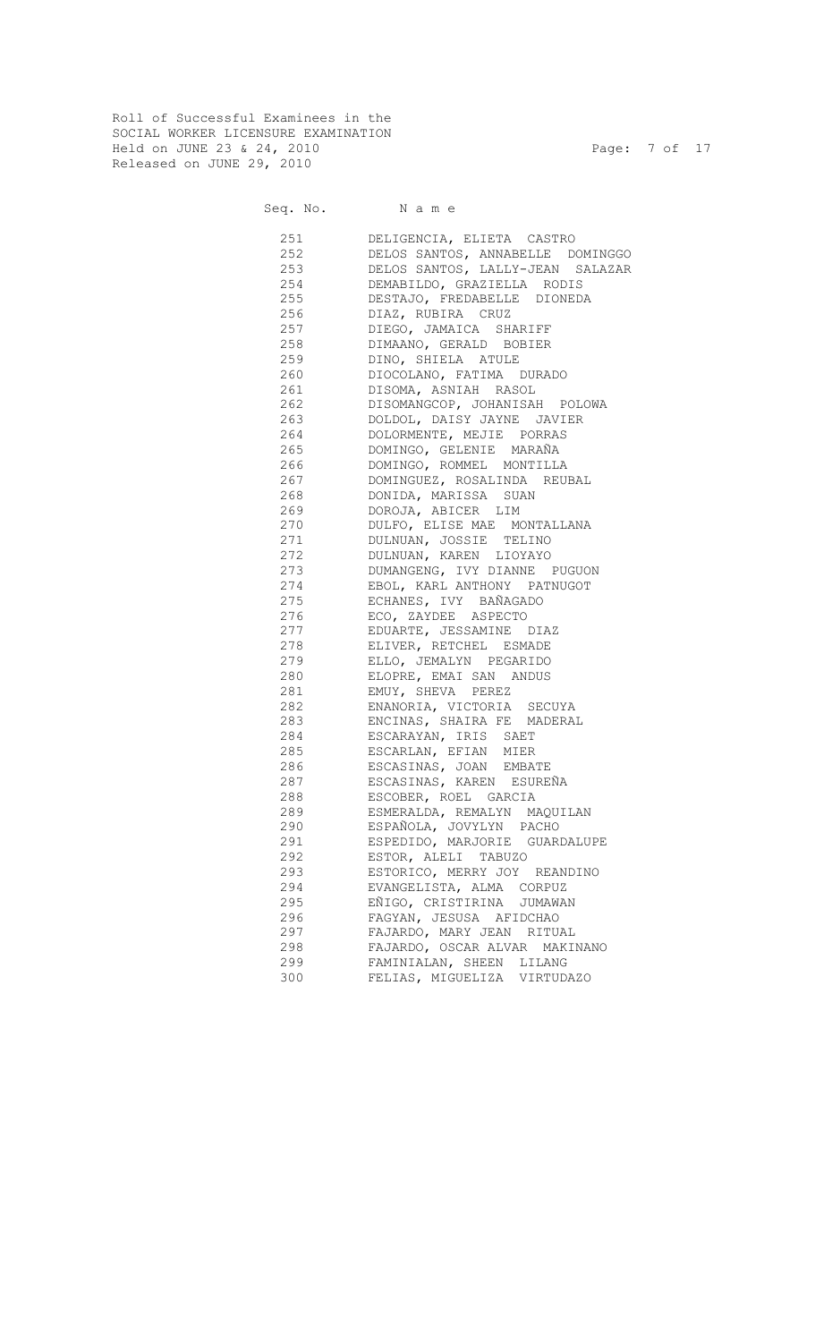Roll of Successful Examinees in the
SOCIAL WORKER LICENSURE EXAMINATION
Held on JUNE 23 & 24, 2010
Released on JUNE 29, 2010

| Seq. No. | N a m e |
|---|---|
| 251 | DELIGENCIA, ELIETA CASTRO |
| 252 | DELOS SANTOS, ANNABELLE DOMINGGO |
| 253 | DELOS SANTOS, LALLY-JEAN SALAZAR |
| 254 | DEMABILDO, GRAZIELLA RODIS |
| 255 | DESTAJO, FREDABELLE DIONEDA |
| 256 | DIAZ, RUBIRA CRUZ |
| 257 | DIEGO, JAMAICA SHARIFF |
| 258 | DIMAANO, GERALD BOBIER |
| 259 | DINO, SHIELA ATULE |
| 260 | DIOCOLANO, FATIMA DURADO |
| 261 | DISOMA, ASNIAH RASOL |
| 262 | DISOMANGCOP, JOHANISAH POLOWA |
| 263 | DOLDOL, DAISY JAYNE JAVIER |
| 264 | DOLORMENTE, MEJIE PORRAS |
| 265 | DOMINGO, GELENIE MARAÑA |
| 266 | DOMINGO, ROMMEL MONTILLA |
| 267 | DOMINGUEZ, ROSALINDA REUBAL |
| 268 | DONIDA, MARISSA SUAN |
| 269 | DOROJA, ABICER LIM |
| 270 | DULFO, ELISE MAE MONTALLANA |
| 271 | DULNUAN, JOSSIE TELINO |
| 272 | DULNUAN, KAREN LIOYAYO |
| 273 | DUMANGENG, IVY DIANNE PUGUON |
| 274 | EBOL, KARL ANTHONY PATNUGOT |
| 275 | ECHANES, IVY BAÑAGADO |
| 276 | ECO, ZAYDEE ASPECTO |
| 277 | EDUARTE, JESSAMINE DIAZ |
| 278 | ELIVER, RETCHEL ESMADE |
| 279 | ELLO, JEMALYN PEGARIDO |
| 280 | ELOPRE, EMAI SAN ANDUS |
| 281 | EMUY, SHEVA PEREZ |
| 282 | ENANORIA, VICTORIA SECUYA |
| 283 | ENCINAS, SHAIRA FE MADERAL |
| 284 | ESCARAYAN, IRIS SAET |
| 285 | ESCARLAN, EFIAN MIER |
| 286 | ESCASINAS, JOAN EMBATE |
| 287 | ESCASINAS, KAREN ESUREÑA |
| 288 | ESCOBER, ROEL GARCIA |
| 289 | ESMERALDA, REMALYN MAQUILAN |
| 290 | ESPAÑOLA, JOVYLYN PACHO |
| 291 | ESPEDIDO, MARJORIE GUARDALUPE |
| 292 | ESTOR, ALELI TABUZO |
| 293 | ESTORICO, MERRY JOY REANDINO |
| 294 | EVANGELISTA, ALMA CORPUZ |
| 295 | EÑIGO, CRISTIRINA JUMAWAN |
| 296 | FAGYAN, JESUSA AFIDCHAO |
| 297 | FAJARDO, MARY JEAN RITUAL |
| 298 | FAJARDO, OSCAR ALVAR MAKINANO |
| 299 | FAMINIALAN, SHEEN LILANG |
| 300 | FELIAS, MIGUELIZA VIRTUDAZO |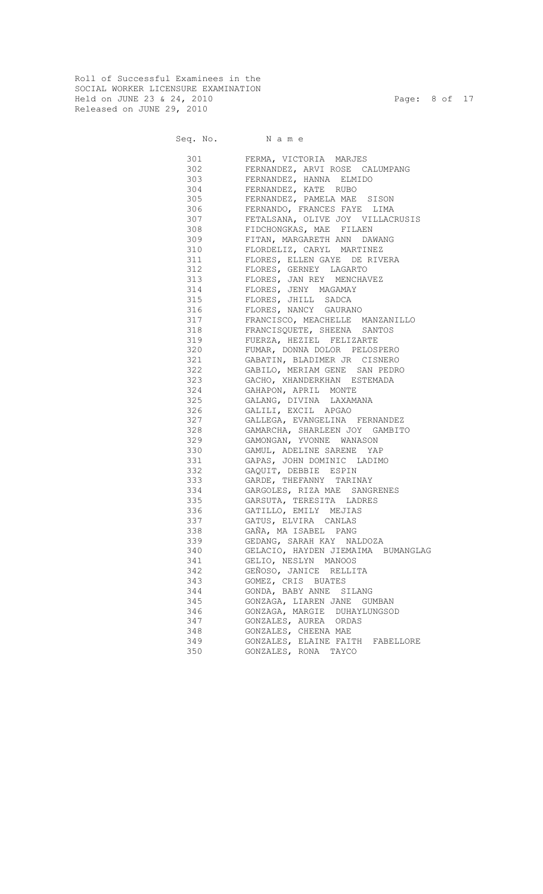Roll of Successful Examinees in the
SOCIAL WORKER LICENSURE EXAMINATION
Held on JUNE 23 & 24, 2010
Released on JUNE 29, 2010

| Seq. No. | N a m e |
|---|---|
| 301 | FERMA, VICTORIA MARJES |
| 302 | FERNANDEZ, ARVI ROSE CALUMPANG |
| 303 | FERNANDEZ, HANNA ELMIDO |
| 304 | FERNANDEZ, KATE RUBO |
| 305 | FERNANDEZ, PAMELA MAE SISON |
| 306 | FERNANDO, FRANCES FAYE LIMA |
| 307 | FETALSANA, OLIVE JOY VILLACRUSIS |
| 308 | FIDCHONGKAS, MAE FILAEN |
| 309 | FITAN, MARGARETH ANN DAWANG |
| 310 | FLORDELIZ, CARYL MARTINEZ |
| 311 | FLORES, ELLEN GAYE DE RIVERA |
| 312 | FLORES, GERNEY LAGARTO |
| 313 | FLORES, JAN REY MENCHAVEZ |
| 314 | FLORES, JENY MAGAMAY |
| 315 | FLORES, JHILL SADCA |
| 316 | FLORES, NANCY GAURANO |
| 317 | FRANCISCO, MEACHELLE MANZANILLO |
| 318 | FRANCISQUETE, SHEENA SANTOS |
| 319 | FUERZA, HEZIEL FELIZARTE |
| 320 | FUMAR, DONNA DOLOR PELOSPERO |
| 321 | GABATIN, BLADIMER JR CISNERO |
| 322 | GABILO, MERIAM GENE SAN PEDRO |
| 323 | GACHO, XHANDERKHAN ESTEMADA |
| 324 | GAHAPON, APRIL MONTE |
| 325 | GALANG, DIVINA LAXAMANA |
| 326 | GALILI, EXCIL APGAO |
| 327 | GALLEGA, EVANGELINA FERNANDEZ |
| 328 | GAMARCHA, SHARLEEN JOY GAMBITO |
| 329 | GAMONGAN, YVONNE WANASON |
| 330 | GAMUL, ADELINE SARENE YAP |
| 331 | GAPAS, JOHN DOMINIC LADIMO |
| 332 | GAQUIT, DEBBIE ESPIN |
| 333 | GARDE, THEFANNY TARINAY |
| 334 | GARGOLES, RIZA MAE SANGRENES |
| 335 | GARSUTA, TERESITA LADRES |
| 336 | GATILLO, EMILY MEJIAS |
| 337 | GATUS, ELVIRA CANLAS |
| 338 | GAÑA, MA ISABEL PANG |
| 339 | GEDANG, SARAH KAY NALDOZA |
| 340 | GELACIO, HAYDEN JIEMAIMA BUMANGLAG |
| 341 | GELIO, NESLYN MANOOS |
| 342 | GEÑOSO, JANICE RELLITA |
| 343 | GOMEZ, CRIS BUATES |
| 344 | GONDA, BABY ANNE SILANG |
| 345 | GONZAGA, LIAREN JANE GUMBAN |
| 346 | GONZAGA, MARGIE DUHAYLUNGSOD |
| 347 | GONZALES, AUREA ORDAS |
| 348 | GONZALES, CHEENA MAE |
| 349 | GONZALES, ELAINE FAITH FABELLORE |
| 350 | GONZALES, RONA TAYCO |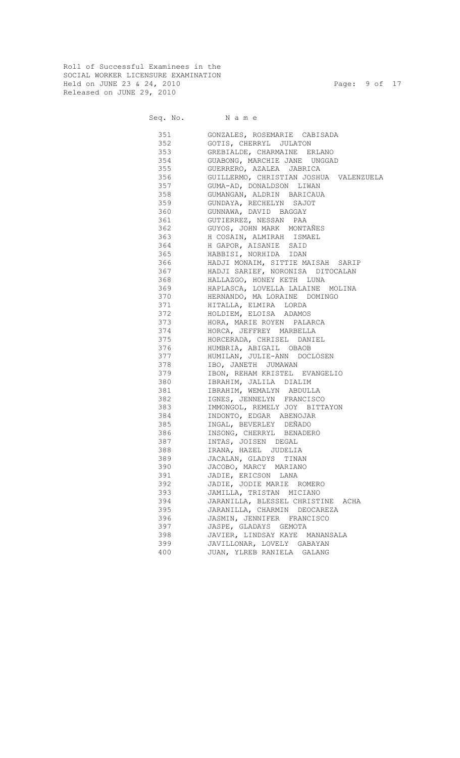Roll of Successful Examinees in the
SOCIAL WORKER LICENSURE EXAMINATION
Held on JUNE 23 & 24, 2010
Released on JUNE 29, 2010

| Seq. No. | N a m e |
|---|---|
| 351 | GONZALES, ROSEMARIE CABISADA |
| 352 | GOTIS, CHERRYL JULATON |
| 353 | GREBIALDE, CHARMAINE ERLANO |
| 354 | GUABONG, MARCHIE JANE UNGGAD |
| 355 | GUERRERO, AZALEA JABRICA |
| 356 | GUILLERMO, CHRISTIAN JOSHUA VALENZUELA |
| 357 | GUMA-AD, DONALDSON LIWAN |
| 358 | GUMANGAN, ALDRIN BARICAUA |
| 359 | GUNDAYA, RECHELYN SAJOT |
| 360 | GUNNAWA, DAVID BAGGAY |
| 361 | GUTIERREZ, NESSAN PAA |
| 362 | GUYOS, JOHN MARK MONTAÑES |
| 363 | H COSAIN, ALMIRAH ISMAEL |
| 364 | H GAPOR, AISANIE SAID |
| 365 | HABBISI, NORHIDA IDAN |
| 366 | HADJI MONAIM, SITTIE MAISAH SARIP |
| 367 | HADJI SARIEF, NORONISA DITOCALAN |
| 368 | HALLAZGO, HONEY KETH LUNA |
| 369 | HAPLASCA, LOVELLA LALAINE MOLINA |
| 370 | HERNANDO, MA LORAINE DOMINGO |
| 371 | HITALLA, ELMIRA LORDA |
| 372 | HOLDIEM, ELOISA ADAMOS |
| 373 | HORA, MARIE ROYEN PALARCA |
| 374 | HORCA, JEFFREY MARBELLA |
| 375 | HORCERADA, CHRISEL DANIEL |
| 376 | HUMBRIA, ABIGAIL OBAOB |
| 377 | HUMILAN, JULIE-ANN DOCLOSEN |
| 378 | IBO, JANETH JUMAWAN |
| 379 | IBON, REHAM KRISTEL EVANGELIO |
| 380 | IBRAHIM, JALILA DIALIM |
| 381 | IBRAHIM, WEMALYN ABDULLA |
| 382 | IGNES, JENNELYN FRANCISCO |
| 383 | IMMONGOL, REMELY JOY BITTAYON |
| 384 | INDONTO, EDGAR ABENOJAR |
| 385 | INGAL, BEVERLEY DEÑADO |
| 386 | INSONG, CHERRYL BENADERO |
| 387 | INTAS, JOISEN DEGAL |
| 388 | IRANA, HAZEL JUDELIA |
| 389 | JACALAN, GLADYS TINAN |
| 390 | JACOBO, MARCY MARIANO |
| 391 | JADIE, ERICSON LANA |
| 392 | JADIE, JODIE MARIE ROMERO |
| 393 | JAMILLA, TRISTAN MICIANO |
| 394 | JARANILLA, BLESSEL CHRISTINE ACHA |
| 395 | JARANILLA, CHARMIN DEOCAREZA |
| 396 | JASMIN, JENNIFER FRANCISCO |
| 397 | JASPE, GLADAYS GEMOTA |
| 398 | JAVIER, LINDSAY KAYE MANANSALA |
| 399 | JAVILLONAR, LOVELY GABAYAN |
| 400 | JUAN, YLREB RANIELA GALANG |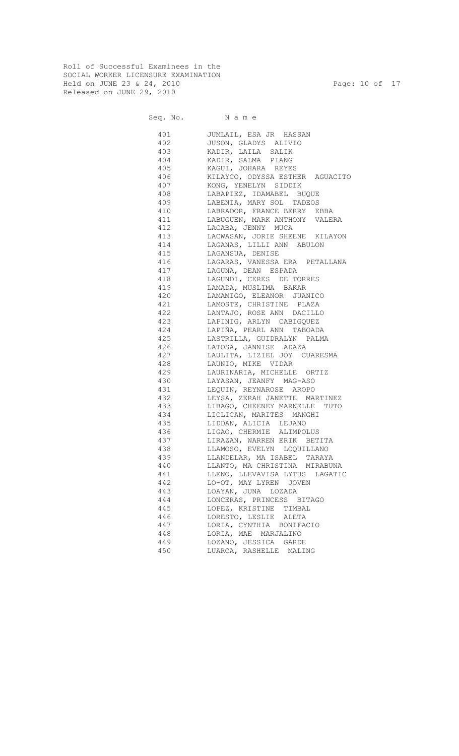Roll of Successful Examinees in the
SOCIAL WORKER LICENSURE EXAMINATION
Held on JUNE 23 & 24, 2010
Released on JUNE 29, 2010

| Seq. No. | N a m e |
|---|---|
| 401 | JUMLAIL, ESA JR HASSAN |
| 402 | JUSON, GLADYS ALIVIO |
| 403 | KADIR, LAILA SALIK |
| 404 | KADIR, SALMA PIANG |
| 405 | KAGUI, JOHARA REYES |
| 406 | KILAYCO, ODYSSA ESTHER AGUACITO |
| 407 | KONG, YENELYN SIDDIK |
| 408 | LABAPIEZ, IDAMABEL BUQUE |
| 409 | LABENIA, MARY SOL TADEOS |
| 410 | LABRADOR, FRANCE BERRY EBBA |
| 411 | LABUGUEN, MARK ANTHONY VALERA |
| 412 | LACABA, JENNY MUCA |
| 413 | LACWASAN, JORIE SHEENE KILAYON |
| 414 | LAGANAS, LILLI ANN ABULON |
| 415 | LAGANSUA, DENISE |
| 416 | LAGARAS, VANESSA ERA PETALLANA |
| 417 | LAGUNA, DEAN ESPADA |
| 418 | LAGUNDI, CERES DE TORRES |
| 419 | LAMADA, MUSLIMA BAKAR |
| 420 | LAMAMIGO, ELEANOR JUANICO |
| 421 | LAMOSTE, CHRISTINE PLAZA |
| 422 | LANTAJO, ROSE ANN DACILLO |
| 423 | LAPINIG, ARLYN CABIGQUEZ |
| 424 | LAPIÑA, PEARL ANN TABOADA |
| 425 | LASTRILLA, GUIDRALYN PALMA |
| 426 | LATOSA, JANNISE ADAZA |
| 427 | LAULITA, LIZIEL JOY CUARESMA |
| 428 | LAUNIO, MIKE VIDAR |
| 429 | LAURINARIA, MICHELLE ORTIZ |
| 430 | LAYASAN, JEANFY MAG-ASO |
| 431 | LEQUIN, REYNAROSE AROPO |
| 432 | LEYSA, ZERAH JANETTE MARTINEZ |
| 433 | LIBAGO, CHEENEY MARNELLE TUTO |
| 434 | LICLICAN, MARITES MANGHI |
| 435 | LIDDAN, ALICIA LEJANO |
| 436 | LIGAO, CHERMIE ALIMPOLUS |
| 437 | LIRAZAN, WARREN ERIK BETITA |
| 438 | LLAMOSO, EVELYN LOQUILLANO |
| 439 | LLANDELAR, MA ISABEL TARAYA |
| 440 | LLANTO, MA CHRISTINA MIRABUNA |
| 441 | LLENO, LLEVAVISA LYTUS LAGATIC |
| 442 | LO-OT, MAY LYREN JOVEN |
| 443 | LOAYAN, JUNA LOZADA |
| 444 | LONCERAS, PRINCESS BITAGO |
| 445 | LOPEZ, KRISTINE TIMBAL |
| 446 | LORESTO, LESLIE ALETA |
| 447 | LORIA, CYNTHIA BONIFACIO |
| 448 | LORIA, MAE MARJALINO |
| 449 | LOZANO, JESSICA GARDE |
| 450 | LUARCA, RASHELLE MALING |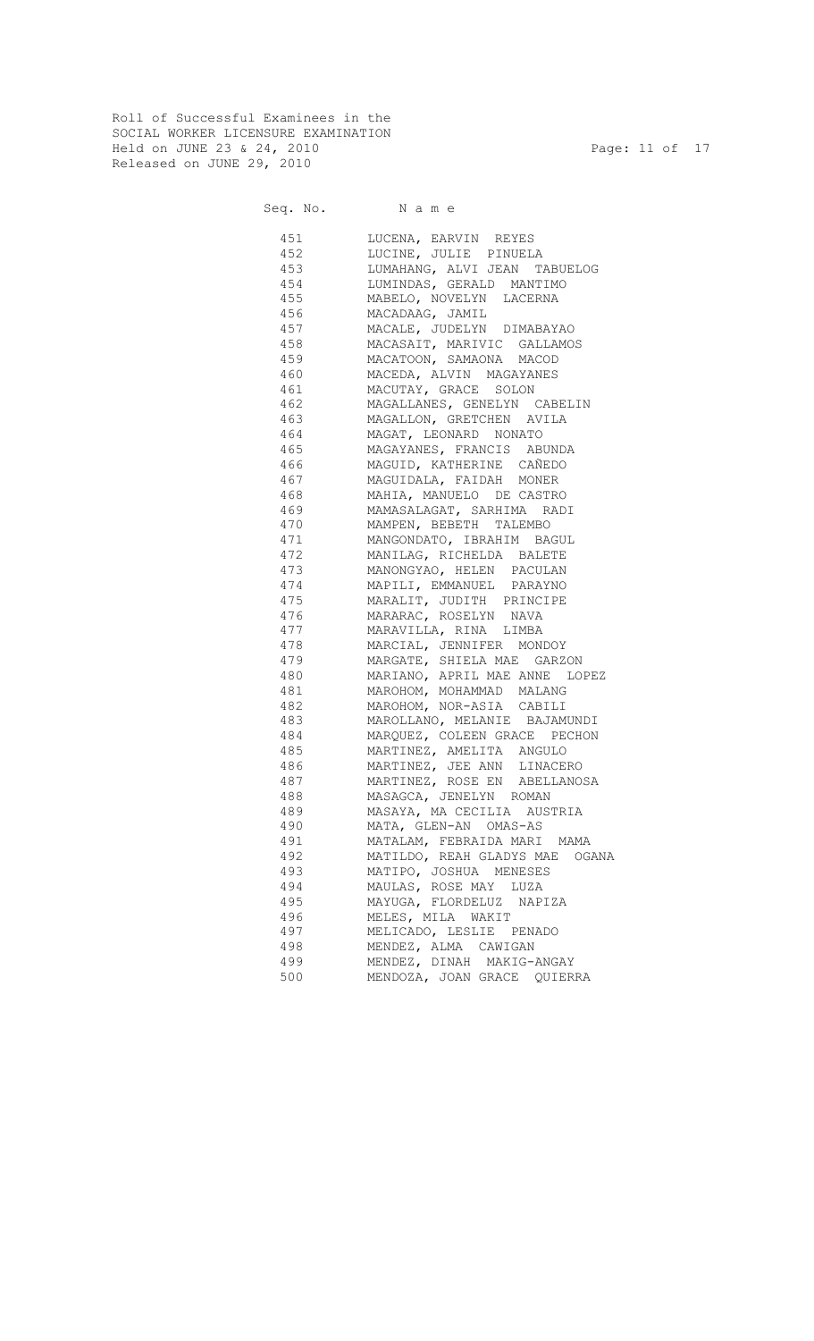Roll of Successful Examinees in the
SOCIAL WORKER LICENSURE EXAMINATION
Held on JUNE 23 & 24, 2010
Released on JUNE 29, 2010

| Seq. No. | N a m e |
|---|---|
| 451 | LUCENA, EARVIN REYES |
| 452 | LUCINE, JULIE PINUELA |
| 453 | LUMAHANG, ALVI JEAN TABUELOG |
| 454 | LUMINDAS, GERALD MANTIMO |
| 455 | MABELO, NOVELYN LACERNA |
| 456 | MACADAAG, JAMIL |
| 457 | MACALE, JUDELYN DIMABAYAO |
| 458 | MACASAIT, MARIVIC GALLAMOS |
| 459 | MACATOON, SAMAONA MACOD |
| 460 | MACEDA, ALVIN MAGAYANES |
| 461 | MACUTAY, GRACE SOLON |
| 462 | MAGALLANES, GENELYN CABELIN |
| 463 | MAGALLON, GRETCHEN AVILA |
| 464 | MAGAT, LEONARD NONATO |
| 465 | MAGAYANES, FRANCIS ABUNDA |
| 466 | MAGUID, KATHERINE CAÑEDO |
| 467 | MAGUIDALA, FAIDAH MONER |
| 468 | MAHIA, MANUELO DE CASTRO |
| 469 | MAMASALAGAT, SARHIMA RADI |
| 470 | MAMPEN, BEBETH TALEMBO |
| 471 | MANGONDATO, IBRAHIM BAGUL |
| 472 | MANILAG, RICHELDA BALETE |
| 473 | MANONGYAO, HELEN PACULAN |
| 474 | MAPILI, EMMANUEL PARAYNO |
| 475 | MARALIT, JUDITH PRINCIPE |
| 476 | MARARAC, ROSELYN NAVA |
| 477 | MARAVILLA, RINA LIMBA |
| 478 | MARCIAL, JENNIFER MONDOY |
| 479 | MARGATE, SHIELA MAE GARZON |
| 480 | MARIANO, APRIL MAE ANNE LOPEZ |
| 481 | MAROHOM, MOHAMMAD MALANG |
| 482 | MAROHOM, NOR-ASIA CABILI |
| 483 | MAROLLANO, MELANIE BAJAMUNDI |
| 484 | MARQUEZ, COLEEN GRACE PECHON |
| 485 | MARTINEZ, AMELITA ANGULO |
| 486 | MARTINEZ, JEE ANN LINACERO |
| 487 | MARTINEZ, ROSE EN ABELLANOSA |
| 488 | MASAGCA, JENELYN ROMAN |
| 489 | MASAYA, MA CECILIA AUSTRIA |
| 490 | MATA, GLEN-AN OMAS-AS |
| 491 | MATALAM, FEBRAIDA MARI MAMA |
| 492 | MATILDO, REAH GLADYS MAE OGANA |
| 493 | MATIPO, JOSHUA MENESES |
| 494 | MAULAS, ROSE MAY LUZA |
| 495 | MAYUGA, FLORDELUZ NAPIZA |
| 496 | MELES, MILA WAKIT |
| 497 | MELICADO, LESLIE PENADO |
| 498 | MENDEZ, ALMA CAWIGAN |
| 499 | MENDEZ, DINAH MAKIG-ANGAY |
| 500 | MENDOZA, JOAN GRACE QUIERRA |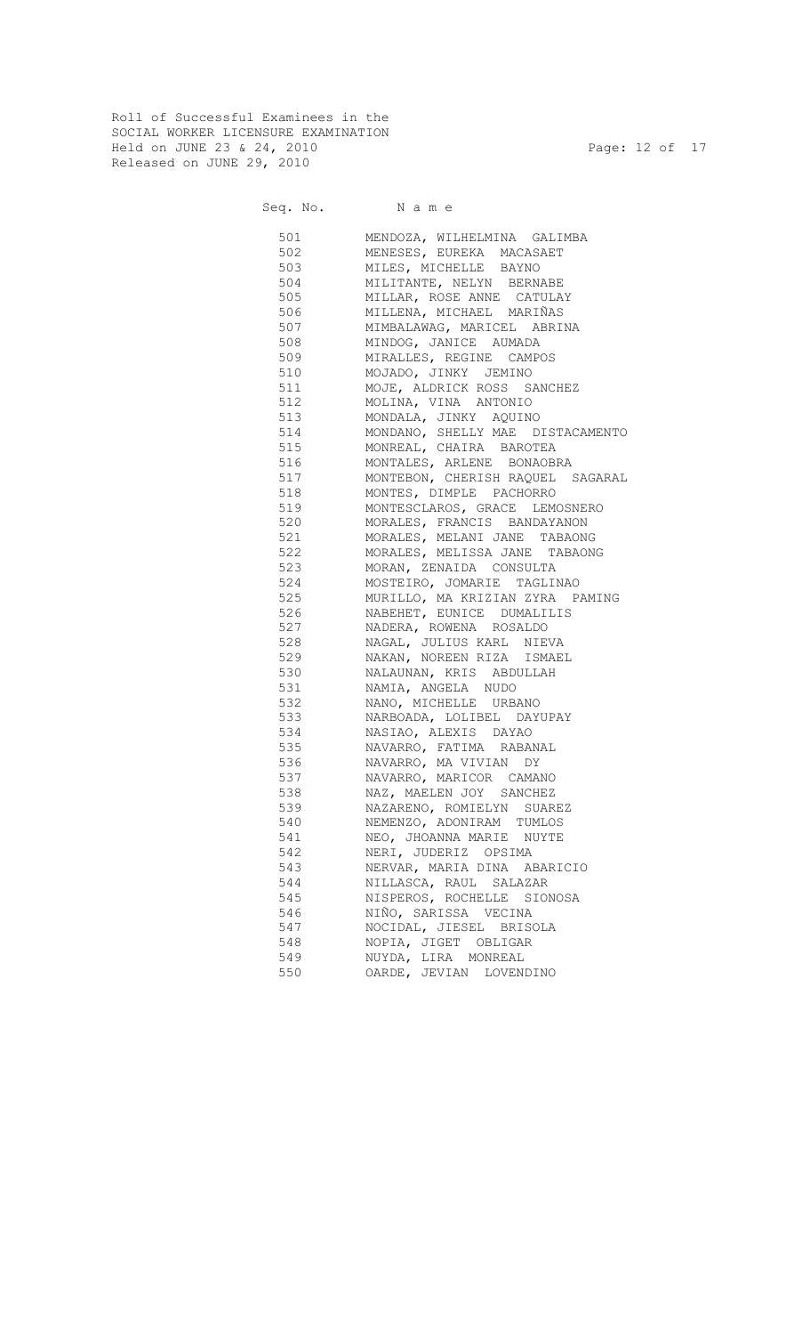Roll of Successful Examinees in the
SOCIAL WORKER LICENSURE EXAMINATION
Held on JUNE 23 & 24, 2010
Released on JUNE 29, 2010

| Seq. No. | N a m e |
|---|---|
| 501 | MENDOZA, WILHELMINA GALIMBA |
| 502 | MENESES, EUREKA MACASAET |
| 503 | MILES, MICHELLE BAYNO |
| 504 | MILITANTE, NELYN BERNABE |
| 505 | MILLAR, ROSE ANNE CATULAY |
| 506 | MILLENA, MICHAEL MARIÑAS |
| 507 | MIMBALAWAG, MARICEL ABRINA |
| 508 | MINDOG, JANICE AUMADA |
| 509 | MIRALLES, REGINE CAMPOS |
| 510 | MOJADO, JINKY JEMINO |
| 511 | MOJE, ALDRICK ROSS SANCHEZ |
| 512 | MOLINA, VINA ANTONIO |
| 513 | MONDALA, JINKY AQUINO |
| 514 | MONDANO, SHELLY MAE DISTACAMENTO |
| 515 | MONREAL, CHAIRA BAROTEA |
| 516 | MONTALES, ARLENE BONAOBRA |
| 517 | MONTEBON, CHERISH RAQUEL SAGARAL |
| 518 | MONTES, DIMPLE PACHORRO |
| 519 | MONTESCLAROS, GRACE LEMOSNERO |
| 520 | MORALES, FRANCIS BANDAYANON |
| 521 | MORALES, MELANI JANE TABAONG |
| 522 | MORALES, MELISSA JANE TABAONG |
| 523 | MORAN, ZENAIDA CONSULTA |
| 524 | MOSTEIRO, JOMARIE TAGLINAO |
| 525 | MURILLO, MA KRIZIAN ZYRA PAMING |
| 526 | NABEHET, EUNICE DUMALILIS |
| 527 | NADERA, ROWENA ROSALDO |
| 528 | NAGAL, JULIUS KARL NIEVA |
| 529 | NAKAN, NOREEN RIZA ISMAEL |
| 530 | NALAUNAN, KRIS ABDULLAH |
| 531 | NAMIA, ANGELA NUDO |
| 532 | NANO, MICHELLE URBANO |
| 533 | NARBOADA, LOLIBEL DAYUPAY |
| 534 | NASIAO, ALEXIS DAYAO |
| 535 | NAVARRO, FATIMA RABANAL |
| 536 | NAVARRO, MA VIVIAN DY |
| 537 | NAVARRO, MARICOR CAMANO |
| 538 | NAZ, MAELEN JOY SANCHEZ |
| 539 | NAZARENO, ROMIELYN SUAREZ |
| 540 | NEMENZO, ADONIRAM TUMLOS |
| 541 | NEO, JHOANNA MARIE NUYTE |
| 542 | NERI, JUDERIZ OPSIMA |
| 543 | NERVAR, MARIA DINA ABARICIO |
| 544 | NILLASCA, RAUL SALAZAR |
| 545 | NISPEROS, ROCHELLE SIONOSA |
| 546 | NIÑO, SARISSA VECINA |
| 547 | NOCIDAL, JIESEL BRISOLA |
| 548 | NOPIA, JIGET OBLIGAR |
| 549 | NUYDA, LIRA MONREAL |
| 550 | OARDE, JEVIAN LOVENDINO |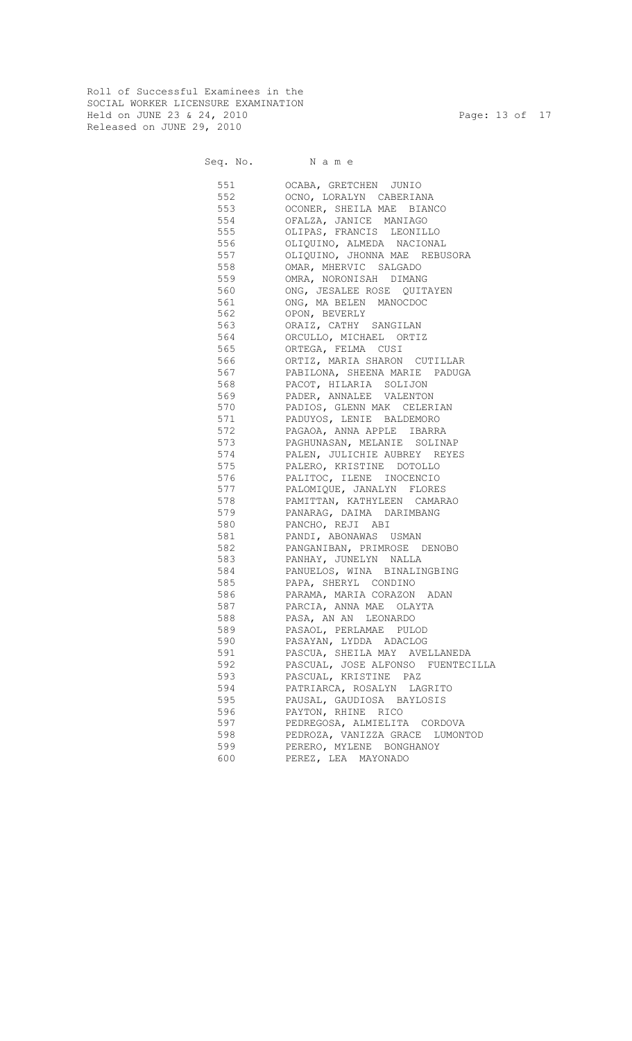Roll of Successful Examinees in the
SOCIAL WORKER LICENSURE EXAMINATION
Held on JUNE 23 & 24, 2010
Released on JUNE 29, 2010

| Seq. No. | N a m e |
|---|---|
| 551 | OCABA, GRETCHEN JUNIO |
| 552 | OCNO, LORALYN CABERIANA |
| 553 | OCONER, SHEILA MAE BIANCO |
| 554 | OFALZA, JANICE MANIAGO |
| 555 | OLIPAS, FRANCIS LEONILLO |
| 556 | OLIQUINO, ALMEDA NACIONAL |
| 557 | OLIQUINO, JHONNA MAE REBUSORA |
| 558 | OMAR, MHERVIC SALGADO |
| 559 | OMRA, NORONISAH DIMANG |
| 560 | ONG, JESALEE ROSE QUITAYEN |
| 561 | ONG, MA BELEN MANOCDOC |
| 562 | OPON, BEVERLY |
| 563 | ORAIZ, CATHY SANGILAN |
| 564 | ORCULLO, MICHAEL ORTIZ |
| 565 | ORTEGA, FELMA CUSI |
| 566 | ORTIZ, MARIA SHARON CUTILLAR |
| 567 | PABILONA, SHEENA MARIE PADUGA |
| 568 | PACOT, HILARIA SOLIJON |
| 569 | PADER, ANNALEE VALENTON |
| 570 | PADIOS, GLENN MAK CELERIAN |
| 571 | PADUYOS, LENIE BALDEMORO |
| 572 | PAGAOA, ANNA APPLE IBARRA |
| 573 | PAGHUNASAN, MELANIE SOLINAP |
| 574 | PALEN, JULICHIE AUBREY REYES |
| 575 | PALERO, KRISTINE DOTOLLO |
| 576 | PALITOC, ILENE INOCENCIO |
| 577 | PALOMIQUE, JANALYN FLORES |
| 578 | PAMITTAN, KATHYLEEN CAMARAO |
| 579 | PANARAG, DAIMA DARIMBANG |
| 580 | PANCHO, REJI ABI |
| 581 | PANDI, ABONAWAS USMAN |
| 582 | PANGANIBAN, PRIMROSE DENOBO |
| 583 | PANHAY, JUNELYN NALLA |
| 584 | PANUELOS, WINA BINALINGBING |
| 585 | PAPA, SHERYL CONDINO |
| 586 | PARAMA, MARIA CORAZON ADAN |
| 587 | PARCIA, ANNA MAE OLAYTA |
| 588 | PASA, AN AN LEONARDO |
| 589 | PASAOL, PERLAMAE PULOD |
| 590 | PASAYAN, LYDDA ADACLOG |
| 591 | PASCUA, SHEILA MAY AVELLANEDA |
| 592 | PASCUAL, JOSE ALFONSO FUENTECILLA |
| 593 | PASCUAL, KRISTINE PAZ |
| 594 | PATRIARCA, ROSALYN LAGRITO |
| 595 | PAUSAL, GAUDIOSA BAYLOSIS |
| 596 | PAYTON, RHINE RICO |
| 597 | PEDREGOSA, ALMIELITA CORDOVA |
| 598 | PEDROZA, VANIZZA GRACE LUMONTOD |
| 599 | PERERO, MYLENE BONGHANOY |
| 600 | PEREZ, LEA MAYONADO |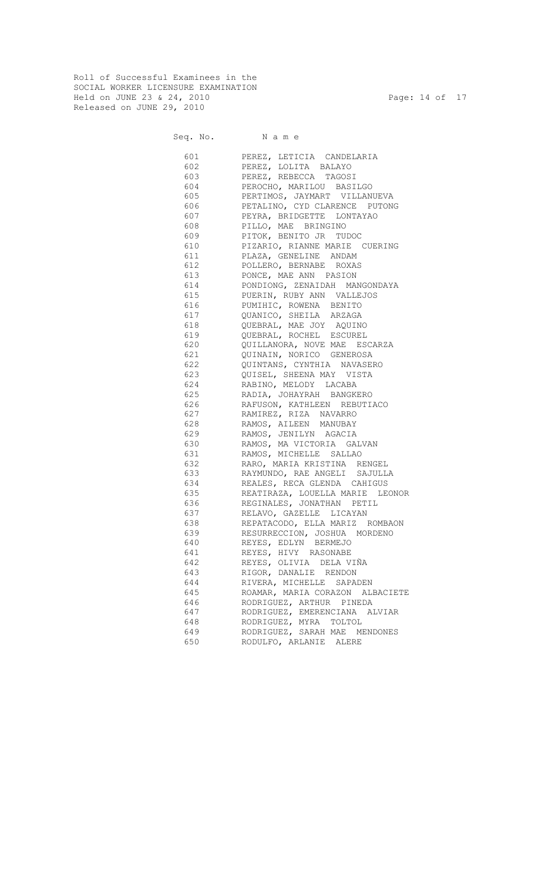Roll of Successful Examinees in the
SOCIAL WORKER LICENSURE EXAMINATION
Held on JUNE 23 & 24, 2010
Released on JUNE 29, 2010

| Seq. No. | N a m e |
|---|---|
| 601 | PEREZ, LETICIA CANDELARIA |
| 602 | PEREZ, LOLITA BALAYO |
| 603 | PEREZ, REBECCA TAGOSI |
| 604 | PEROCHO, MARILOU BASILGO |
| 605 | PERTIMOS, JAYMART VILLANUEVA |
| 606 | PETALINO, CYD CLARENCE PUTONG |
| 607 | PEYRA, BRIDGETTE LONTAYAO |
| 608 | PILLO, MAE BRINGINO |
| 609 | PITOK, BENITO JR TUDOC |
| 610 | PIZARIO, RIANNE MARIE CUERING |
| 611 | PLAZA, GENELINE ANDAM |
| 612 | POLLERO, BERNABE ROXAS |
| 613 | PONCE, MAE ANN PASION |
| 614 | PONDIONG, ZENAIDAH MANGONDAYA |
| 615 | PUERIN, RUBY ANN VALLEJOS |
| 616 | PUMIHIC, ROWENA BENITO |
| 617 | QUANICO, SHEILA ARZAGA |
| 618 | QUEBRAL, MAE JOY AQUINO |
| 619 | QUEBRAL, ROCHEL ESCUREL |
| 620 | QUILLANORA, NOVE MAE ESCARZA |
| 621 | QUINAIN, NORICO GENEROSA |
| 622 | QUINTANS, CYNTHIA NAVASERO |
| 623 | QUISEL, SHEENA MAY VISTA |
| 624 | RABINO, MELODY LACABA |
| 625 | RADIA, JOHAYRAH BANGKERO |
| 626 | RAFUSON, KATHLEEN REBUTIACO |
| 627 | RAMIREZ, RIZA NAVARRO |
| 628 | RAMOS, AILEEN MANUBAY |
| 629 | RAMOS, JENILYN AGACIA |
| 630 | RAMOS, MA VICTORIA GALVAN |
| 631 | RAMOS, MICHELLE SALLAO |
| 632 | RARO, MARIA KRISTINA RENGEL |
| 633 | RAYMUNDO, RAE ANGELI SAJULLA |
| 634 | REALES, RECA GLENDA CAHIGUS |
| 635 | REATIRAZA, LOUELLA MARIE LEONOR |
| 636 | REGINALES, JONATHAN PETIL |
| 637 | RELAVO, GAZELLE LICAYAN |
| 638 | REPATACODO, ELLA MARIZ ROMBAON |
| 639 | RESURRECCION, JOSHUA MORDENO |
| 640 | REYES, EDLYN BERMEJO |
| 641 | REYES, HIVY RASONABE |
| 642 | REYES, OLIVIA DELA VIÑA |
| 643 | RIGOR, DANALIE RENDON |
| 644 | RIVERA, MICHELLE SAPADEN |
| 645 | ROAMAR, MARIA CORAZON ALBACIETE |
| 646 | RODRIGUEZ, ARTHUR PINEDA |
| 647 | RODRIGUEZ, EMERENCIANA ALVIAR |
| 648 | RODRIGUEZ, MYRA TOLTOL |
| 649 | RODRIGUEZ, SARAH MAE MENDONES |
| 650 | RODULFO, ARLANIE ALERE |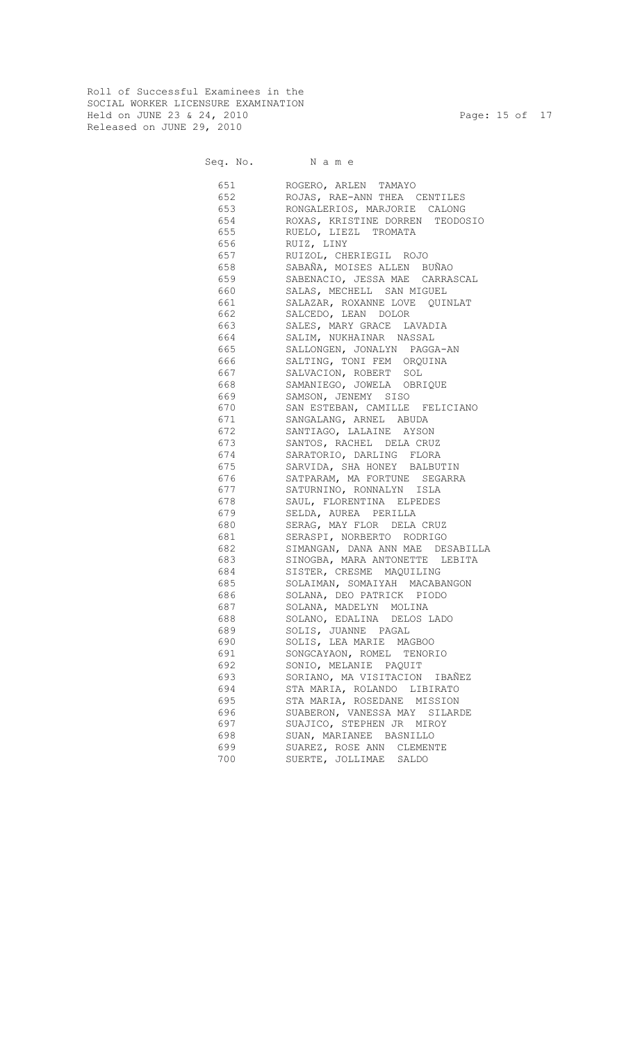Roll of Successful Examinees in the
SOCIAL WORKER LICENSURE EXAMINATION
Held on JUNE 23 & 24, 2010
Released on JUNE 29, 2010

| Seq. No. | N a m e |
|---|---|
| 651 | ROGERO, ARLEN TAMAYO |
| 652 | ROJAS, RAE-ANN THEA CENTILES |
| 653 | RONGALERIOS, MARJORIE CALONG |
| 654 | ROXAS, KRISTINE DORREN TEODOSIO |
| 655 | RUELO, LIEZL TROMATA |
| 656 | RUIZ, LINY |
| 657 | RUIZOL, CHERIEGIL ROJO |
| 658 | SABAÑA, MOISES ALLEN BUÑAO |
| 659 | SABENACIO, JESSA MAE CARRASCAL |
| 660 | SALAS, MECHELL SAN MIGUEL |
| 661 | SALAZAR, ROXANNE LOVE QUINLAT |
| 662 | SALCEDO, LEAN DOLOR |
| 663 | SALES, MARY GRACE LAVADIA |
| 664 | SALIM, NUKHAINAR NASSAL |
| 665 | SALLONGEN, JONALYN PAGGA-AN |
| 666 | SALTING, TONI FEM ORQUINA |
| 667 | SALVACION, ROBERT SOL |
| 668 | SAMANIEGO, JOWELA OBRIQUE |
| 669 | SAMSON, JENEMY SISO |
| 670 | SAN ESTEBAN, CAMILLE FELICIANO |
| 671 | SANGALANG, ARNEL ABUDA |
| 672 | SANTIAGO, LALAINE AYSON |
| 673 | SANTOS, RACHEL DELA CRUZ |
| 674 | SARATORIO, DARLING FLORA |
| 675 | SARVIDA, SHA HONEY BALBUTIN |
| 676 | SATPARAM, MA FORTUNE SEGARRA |
| 677 | SATURNINO, RONNALYN ISLA |
| 678 | SAUL, FLORENTINA ELPEDES |
| 679 | SELDA, AUREA PERILLA |
| 680 | SERAG, MAY FLOR DELA CRUZ |
| 681 | SERASPI, NORBERTO RODRIGO |
| 682 | SIMANGAN, DANA ANN MAE DESABILLA |
| 683 | SINOGBA, MARA ANTONETTE LEBITA |
| 684 | SISTER, CRESME MAQUILING |
| 685 | SOLAIMAN, SOMAIYAH MACABANGON |
| 686 | SOLANA, DEO PATRICK PIODO |
| 687 | SOLANA, MADELYN MOLINA |
| 688 | SOLANO, EDALINA DELOS LADO |
| 689 | SOLIS, JUANNE PAGAL |
| 690 | SOLIS, LEA MARIE MAGBOO |
| 691 | SONGCAYAON, ROMEL TENORIO |
| 692 | SONIO, MELANIE PAQUIT |
| 693 | SORIANO, MA VISITACION IBAÑEZ |
| 694 | STA MARIA, ROLANDO LIBIRATO |
| 695 | STA MARIA, ROSEDANE MISSION |
| 696 | SUABERON, VANESSA MAY SILARDE |
| 697 | SUAJICO, STEPHEN JR MIROY |
| 698 | SUAN, MARIANEE BASNILLO |
| 699 | SUAREZ, ROSE ANN CLEMENTE |
| 700 | SUERTE, JOLLIMAE SALDO |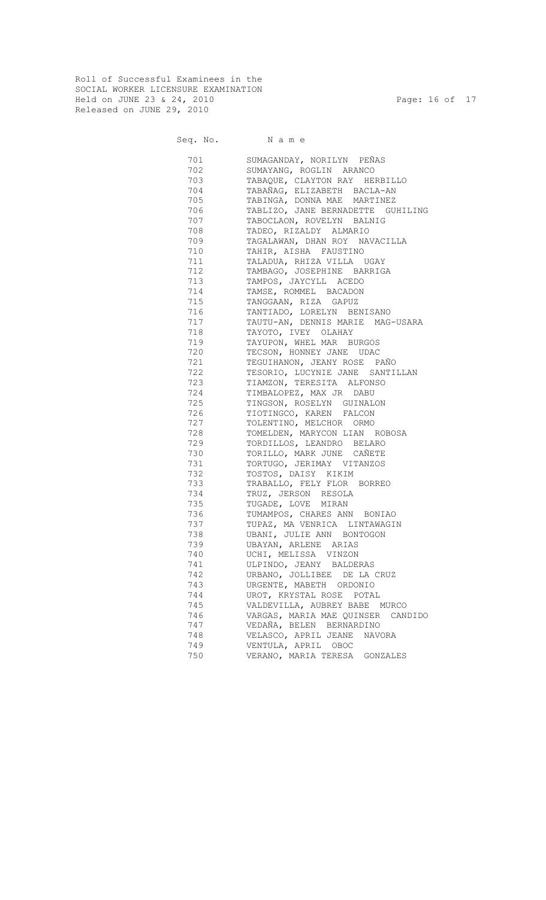Roll of Successful Examinees in the
SOCIAL WORKER LICENSURE EXAMINATION
Held on JUNE 23 & 24, 2010
Released on JUNE 29, 2010

| Seq. No. | N a m e |
|---|---|
| 701 | SUMAGANDAY, NORILYN PEÑAS |
| 702 | SUMAYANG, ROGLIN ARANCO |
| 703 | TABAQUE, CLAYTON RAY HERBILLO |
| 704 | TABAÑAG, ELIZABETH BACLA-AN |
| 705 | TABINGA, DONNA MAE MARTINEZ |
| 706 | TABLIZO, JANE BERNADETTE GUHILING |
| 707 | TABOCLAON, ROVELYN BALNIG |
| 708 | TADEO, RIZALDY ALMARIO |
| 709 | TAGALAWAN, DHAN ROY NAVACILLA |
| 710 | TAHIR, AISHA FAUSTINO |
| 711 | TALADUA, RHIZA VILLA UGAY |
| 712 | TAMBAGO, JOSEPHINE BARRIGA |
| 713 | TAMPOS, JAYCYLL ACEDO |
| 714 | TAMSE, ROMMEL BACADON |
| 715 | TANGGAAN, RIZA GAPUZ |
| 716 | TANTIADO, LORELYN BENISANO |
| 717 | TAUTU-AN, DENNIS MARIE MAG-USARA |
| 718 | TAYOTO, IVEY OLAHAY |
| 719 | TAYUPON, WHEL MAR BURGOS |
| 720 | TECSON, HONNEY JANE UDAC |
| 721 | TEGUIHANON, JEANY ROSE PAÑO |
| 722 | TESORIO, LUCYNIE JANE SANTILLAN |
| 723 | TIAMZON, TERESITA ALFONSO |
| 724 | TIMBALOPEZ, MAX JR DABU |
| 725 | TINGSON, ROSELYN GUINALON |
| 726 | TIOTINGCO, KAREN FALCON |
| 727 | TOLENTINO, MELCHOR ORMO |
| 728 | TOMELDEN, MARYCON LIAN ROBOSA |
| 729 | TORDILLOS, LEANDRO BELARO |
| 730 | TORILLO, MARK JUNE CAÑETE |
| 731 | TORTUGO, JERIMAY VITANZOS |
| 732 | TOSTOS, DAISY KIKIM |
| 733 | TRABALLO, FELY FLOR BORREO |
| 734 | TRUZ, JERSON RESOLA |
| 735 | TUGADE, LOVE MIRAN |
| 736 | TUMAMPOS, CHARES ANN BONIAO |
| 737 | TUPAZ, MA VENRICA LINTAWAGIN |
| 738 | UBANI, JULIE ANN BONTOGON |
| 739 | UBAYAN, ARLENE ARIAS |
| 740 | UCHI, MELISSA VINZON |
| 741 | ULPINDO, JEANY BALDERAS |
| 742 | URBANO, JOLLIBEE DE LA CRUZ |
| 743 | URGENTE, MABETH ORDONIO |
| 744 | UROT, KRYSTAL ROSE POTAL |
| 745 | VALDEVILLA, AUBREY BABE MURCO |
| 746 | VARGAS, MARIA MAE QUINSER CANDIDO |
| 747 | VEDAÑA, BELEN BERNARDINO |
| 748 | VELASCO, APRIL JEANE NAVORA |
| 749 | VENTULA, APRIL OBOC |
| 750 | VERANO, MARIA TERESA GONZALES |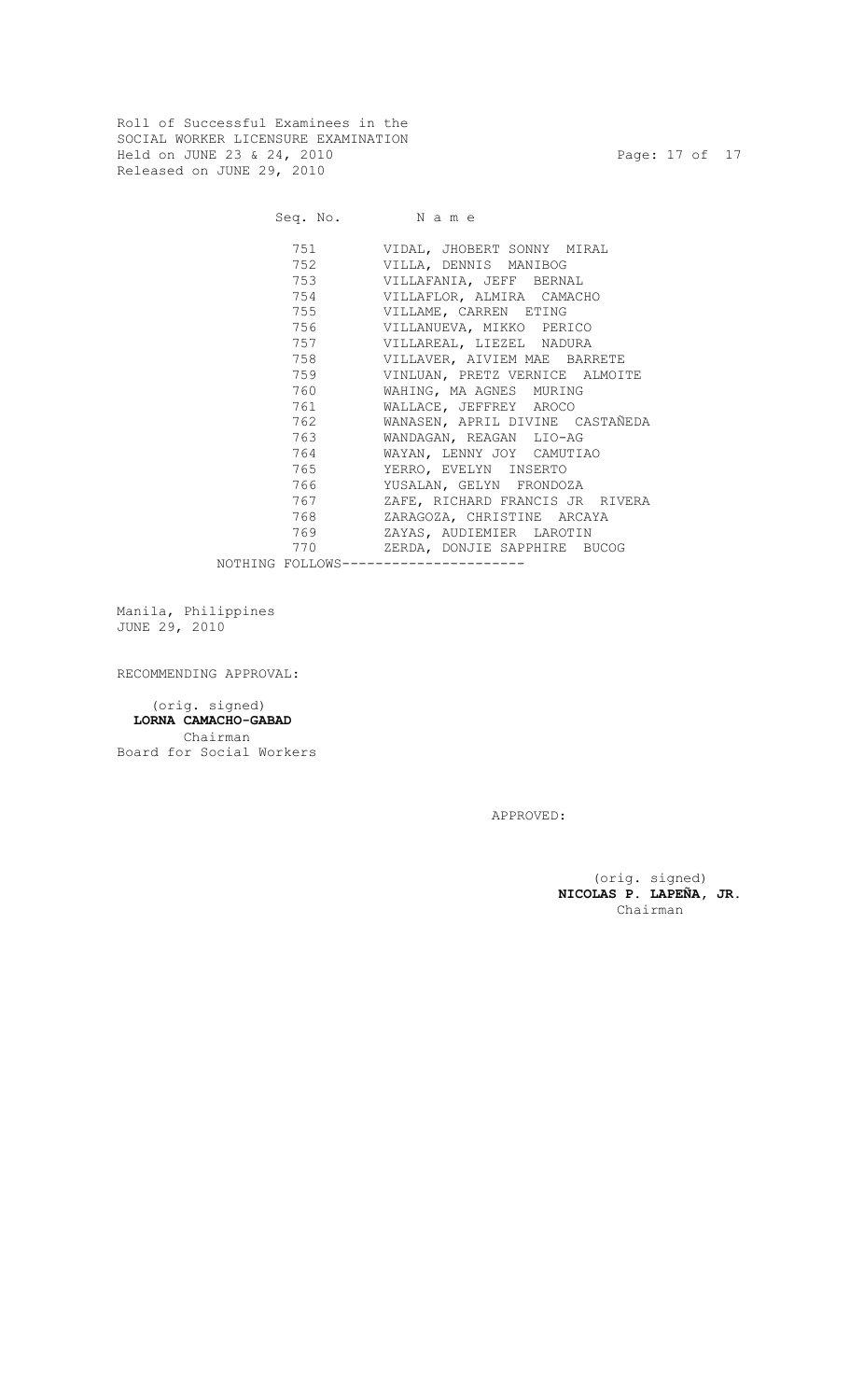Roll of Successful Examinees in the
SOCIAL WORKER LICENSURE EXAMINATION
Held on JUNE 23 & 24, 2010
Released on JUNE 29, 2010

| Seq. No. | Name |
|---|---|
| 751 | VIDAL, JHOBERT SONNY MIRAL |
| 752 | VILLA, DENNIS MANIBOG |
| 753 | VILLAFANIA, JEFF BERNAL |
| 754 | VILLAFLOR, ALMIRA CAMACHO |
| 755 | VILLAME, CARREN ETING |
| 756 | VILLANUEVA, MIKKO PERICO |
| 757 | VILLAREAL, LIEZEL NADURA |
| 758 | VILLAVER, AIVIEM MAE BARRETE |
| 759 | VINLUAN, PRETZ VERNICE ALMOITE |
| 760 | WAHING, MA AGNES MURING |
| 761 | WALLACE, JEFFREY AROCO |
| 762 | WANASEN, APRIL DIVINE CASTAÑEDA |
| 763 | WANDAGAN, REAGAN LIO-AG |
| 764 | WAYAN, LENNY JOY CAMUTIAO |
| 765 | YERRO, EVELYN INSERTO |
| 766 | YUSALAN, GELYN FRONDOZA |
| 767 | ZAFE, RICHARD FRANCIS JR RIVERA |
| 768 | ZARAGOZA, CHRISTINE ARCAYA |
| 769 | ZAYAS, AUDIEMIER LAROTIN |
| 770 | ZERDA, DONJIE SAPPHIRE BUCOG |

NOTHING FOLLOWS----------------------

Manila, Philippines
JUNE 29, 2010

RECOMMENDING APPROVAL:

(orig. signed)
**LORNA CAMACHO-GABAD**
Chairman
Board for Social Workers

APPROVED:

(orig. signed)
**NICOLAS P. LAPEÑA, JR.**
Chairman